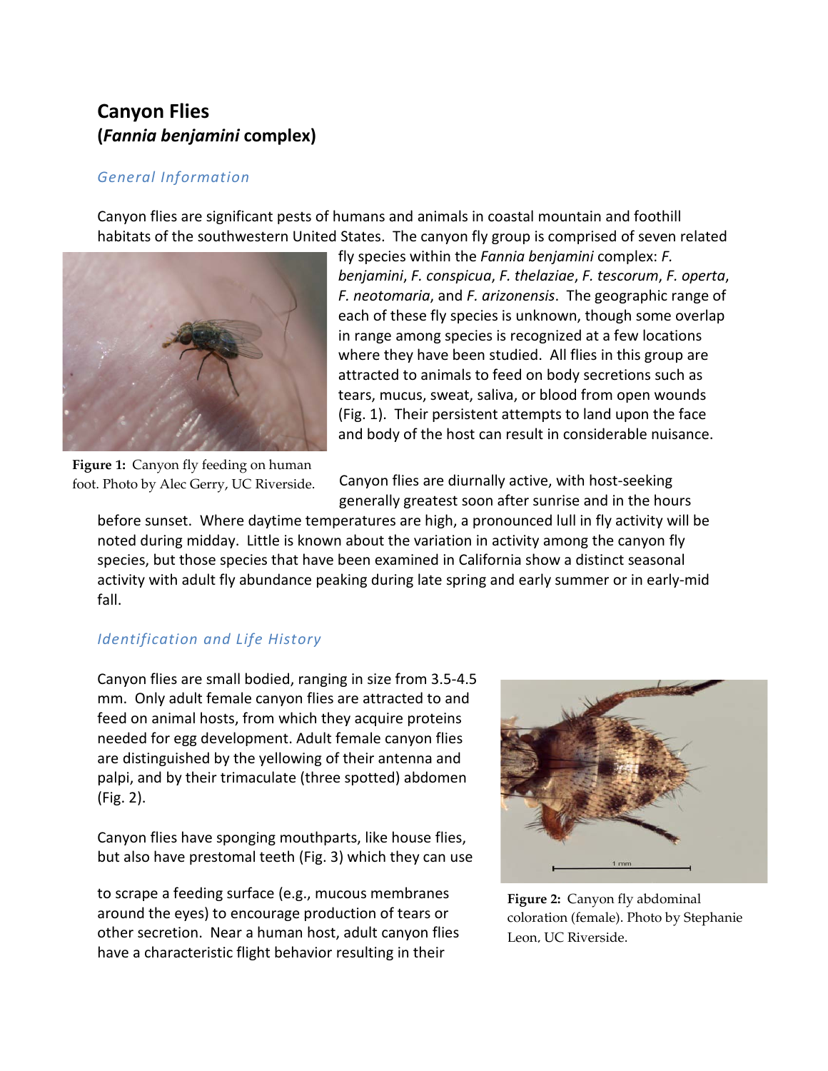# Canyon Flies
## (*Fannia benjamini* complex)

### *General Information*

Canyon flies are significant pests of humans and animals in coastal mountain and foothill habitats of the southwestern United States. The canyon fly group is comprised of seven related fly species within the *Fannia benjamini* complex: *F. benjamini*, *F. conspicua*, *F. thelaziae*, *F. tescorum*, *F. operta*, *F. neotomaria*, and *F. arizonensis*. The geographic range of each of these fly species is unknown, though some overlap in range among species is recognized at a few locations where they have been studied. All flies in this group are attracted to animals to feed on body secretions such as tears, mucus, sweat, saliva, or blood from open wounds (Fig. 1). Their persistent attempts to land upon the face and body of the host can result in considerable nuisance.

**Figure 1:** Canyon fly feeding on human foot. Photo by Alec Gerry, UC Riverside.

Canyon flies are diurnally active, with host-seeking generally greatest soon after sunrise and in the hours before sunset. Where daytime temperatures are high, a pronounced lull in fly activity will be noted during midday. Little is known about the variation in activity among the canyon fly species, but those species that have been examined in California show a distinct seasonal activity with adult fly abundance peaking during late spring and early summer or in early-mid fall.

### *Identification and Life History*

Canyon flies are small bodied, ranging in size from 3.5-4.5 mm. Only adult female canyon flies are attracted to and feed on animal hosts, from which they acquire proteins needed for egg development. Adult female canyon flies are distinguished by the yellowing of their antenna and palpi, and by their trimaculate (three spotted) abdomen (Fig. 2).

Canyon flies have sponging mouthparts, like house flies, but also have prestomal teeth (Fig. 3) which they can use to scrape a feeding surface (e.g., mucous membranes around the eyes) to encourage production of tears or other secretion. Near a human host, adult canyon flies have a characteristic flight behavior resulting in their

**Figure 2:** Canyon fly abdominal coloration (female). Photo by Stephanie Leon, UC Riverside.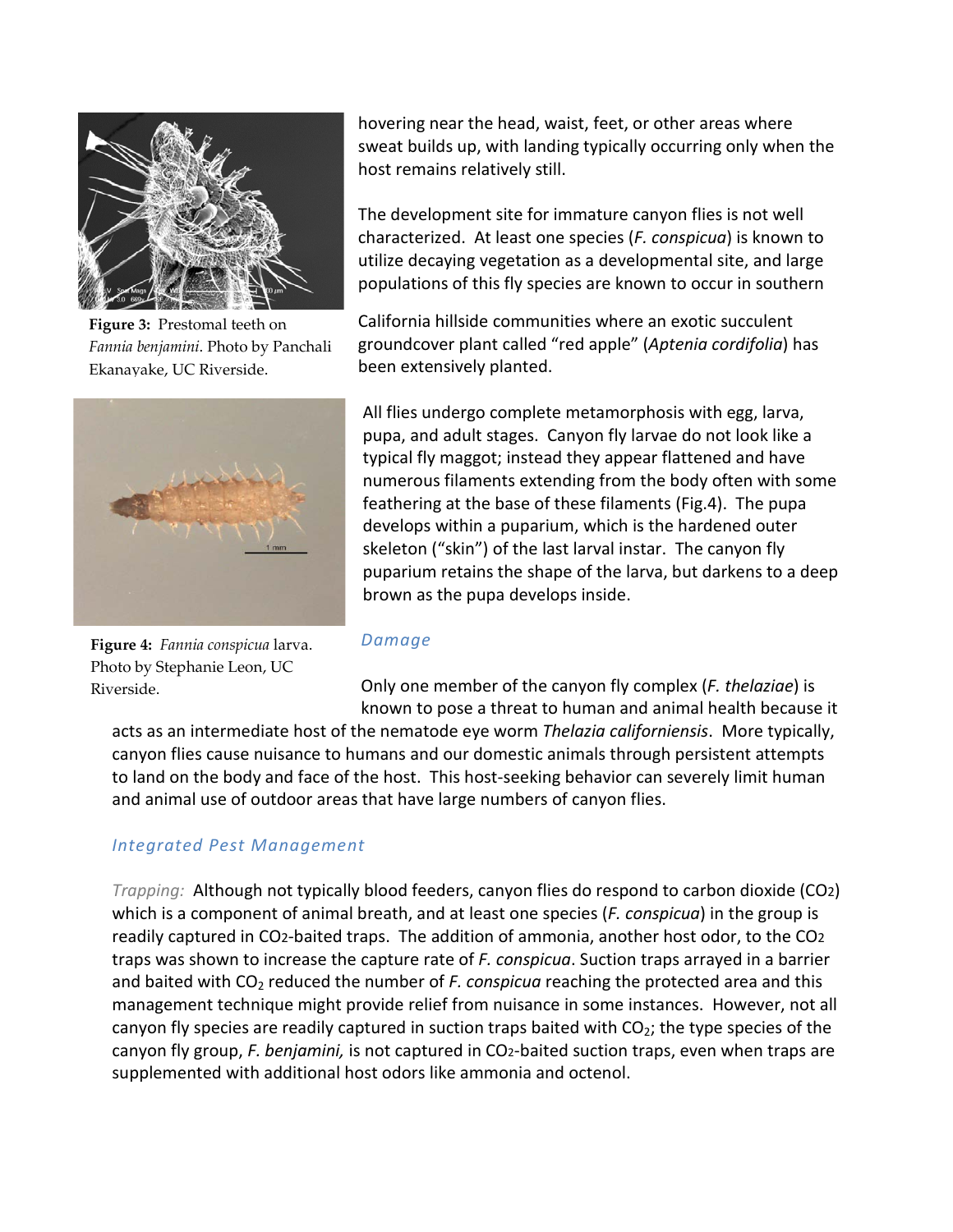hovering near the head, waist, feet, or other areas where sweat builds up, with landing typically occurring only when the host remains relatively still.

Figure 3: Prestomal teeth on *Fannia benjamini*. Photo by Panchali Ekanayake, UC Riverside.

The development site for immature canyon flies is not well characterized. At least one species (*F. conspicua*) is known to utilize decaying vegetation as a developmental site, and large populations of this fly species are known to occur in southern California hillside communities where an exotic succulent groundcover plant called "red apple" (*Aptenia cordifolia*) has been extensively planted.

All flies undergo complete metamorphosis with egg, larva, pupa, and adult stages. Canyon fly larvae do not look like a typical fly maggot; instead they appear flattened and have numerous filaments extending from the body often with some feathering at the base of these filaments (Fig.4). The pupa develops within a puparium, which is the hardened outer skeleton ("skin") of the last larval instar. The canyon fly puparium retains the shape of the larva, but darkens to a deep brown as the pupa develops inside.

Figure 4: *Fannia conspicua* larva. Photo by Stephanie Leon, UC Riverside.

### *Damage*

Only one member of the canyon fly complex (*F. thelaziae*) is known to pose a threat to human and animal health because it acts as an intermediate host of the nematode eye worm *Thelazia californiensis*. More typically, canyon flies cause nuisance to humans and our domestic animals through persistent attempts to land on the body and face of the host. This host-seeking behavior can severely limit human and animal use of outdoor areas that have large numbers of canyon flies.

### *Integrated Pest Management*

*Trapping:* Although not typically blood feeders, canyon flies do respond to carbon dioxide ($CO_2$) which is a component of animal breath, and at least one species (*F. conspicua*) in the group is readily captured in $CO_2$-baited traps. The addition of ammonia, another host odor, to the $CO_2$ traps was shown to increase the capture rate of *F. conspicua*. Suction traps arrayed in a barrier and baited with $CO_2$ reduced the number of *F. conspicua* reaching the protected area and this management technique might provide relief from nuisance in some instances. However, not all canyon fly species are readily captured in suction traps baited with $CO_2$; the type species of the canyon fly group, *F. benjamini,* is not captured in $CO_2$-baited suction traps, even when traps are supplemented with additional host odors like ammonia and octenol.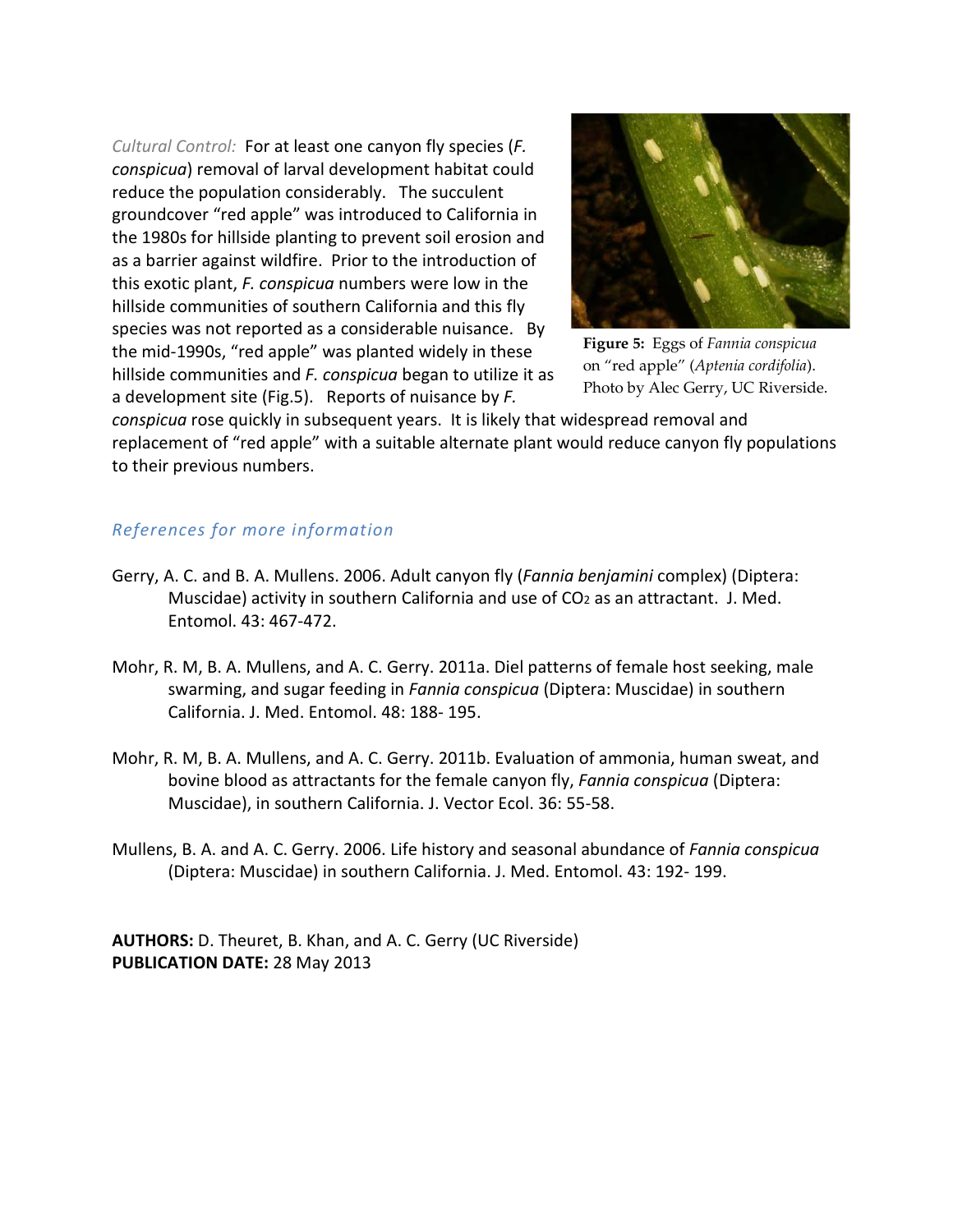*Cultural Control:* For at least one canyon fly species (*F. conspicua*) removal of larval development habitat could reduce the population considerably. The succulent groundcover "red apple" was introduced to California in the 1980s for hillside planting to prevent soil erosion and as a barrier against wildfire. Prior to the introduction of this exotic plant, *F. conspicua* numbers were low in the hillside communities of southern California and this fly species was not reported as a considerable nuisance. By the mid-1990s, "red apple" was planted widely in these hillside communities and *F. conspicua* began to utilize it as a development site (Fig.5). Reports of nuisance by *F. conspicua* rose quickly in subsequent years. It is likely that widespread removal and replacement of "red apple" with a suitable alternate plant would reduce canyon fly populations to their previous numbers.

**Figure 5:** Eggs of *Fannia conspicua* on "red apple" (*Aptenia cordifolia*). Photo by Alec Gerry, UC Riverside.

## *References for more information*

Gerry, A. C. and B. A. Mullens. 2006. Adult canyon fly (*Fannia benjamini* complex) (Diptera: Muscidae) activity in southern California and use of $CO_2$ as an attractant. J. Med. Entomol. 43: 467-472.

Mohr, R. M, B. A. Mullens, and A. C. Gerry. 2011a. Diel patterns of female host seeking, male swarming, and sugar feeding in *Fannia conspicua* (Diptera: Muscidae) in southern California. J. Med. Entomol. 48: 188- 195.

Mohr, R. M, B. A. Mullens, and A. C. Gerry. 2011b. Evaluation of ammonia, human sweat, and bovine blood as attractants for the female canyon fly, *Fannia conspicua* (Diptera: Muscidae), in southern California. J. Vector Ecol. 36: 55-58.

Mullens, B. A. and A. C. Gerry. 2006. Life history and seasonal abundance of *Fannia conspicua* (Diptera: Muscidae) in southern California. J. Med. Entomol. 43: 192- 199.

**AUTHORS:** D. Theuret, B. Khan, and A. C. Gerry (UC Riverside)
**PUBLICATION DATE:** 28 May 2013